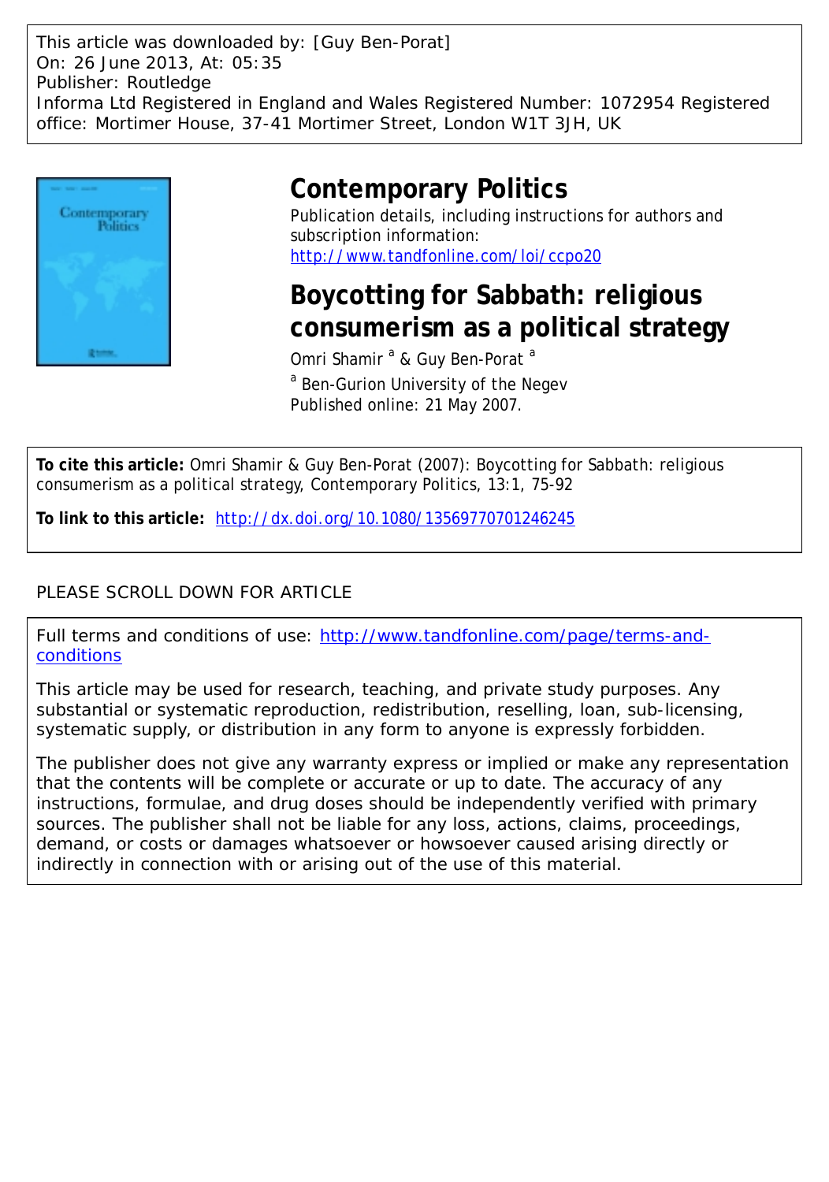This article was downloaded by: [Guy Ben-Porat]
On: 26 June 2013, At: 05:35
Publisher: Routledge
Informa Ltd Registered in England and Wales Registered Number: 1072954 Registered office: Mortimer House, 37-41 Mortimer Street, London W1T 3JH, UK

# Contemporary Politics

Publication details, including instructions for authors and subscription information:
http://www.tandfonline.com/loi/ccpo20

# Boycotting for Sabbath: religious consumerism as a political strategy

Omri Shamir [a] & Guy Ben-Porat [a]

[a] Ben-Gurion University of the Negev

Published online: 21 May 2007.

**To cite this article:** Omri Shamir & Guy Ben-Porat (2007): Boycotting for Sabbath: religious consumerism as a political strategy, Contemporary Politics, 13:1, 75-92

**To link to this article:** http://dx.doi.org/10.1080/13569770701246245

PLEASE SCROLL DOWN FOR ARTICLE

Full terms and conditions of use: http://www.tandfonline.com/page/terms-and-conditions

This article may be used for research, teaching, and private study purposes. Any substantial or systematic reproduction, redistribution, reselling, loan, sub-licensing, systematic supply, or distribution in any form to anyone is expressly forbidden.

The publisher does not give any warranty express or implied or make any representation that the contents will be complete or accurate or up to date. The accuracy of any instructions, formulae, and drug doses should be independently verified with primary sources. The publisher shall not be liable for any loss, actions, claims, proceedings, demand, or costs or damages whatsoever or howsoever caused arising directly or indirectly in connection with or arising out of the use of this material.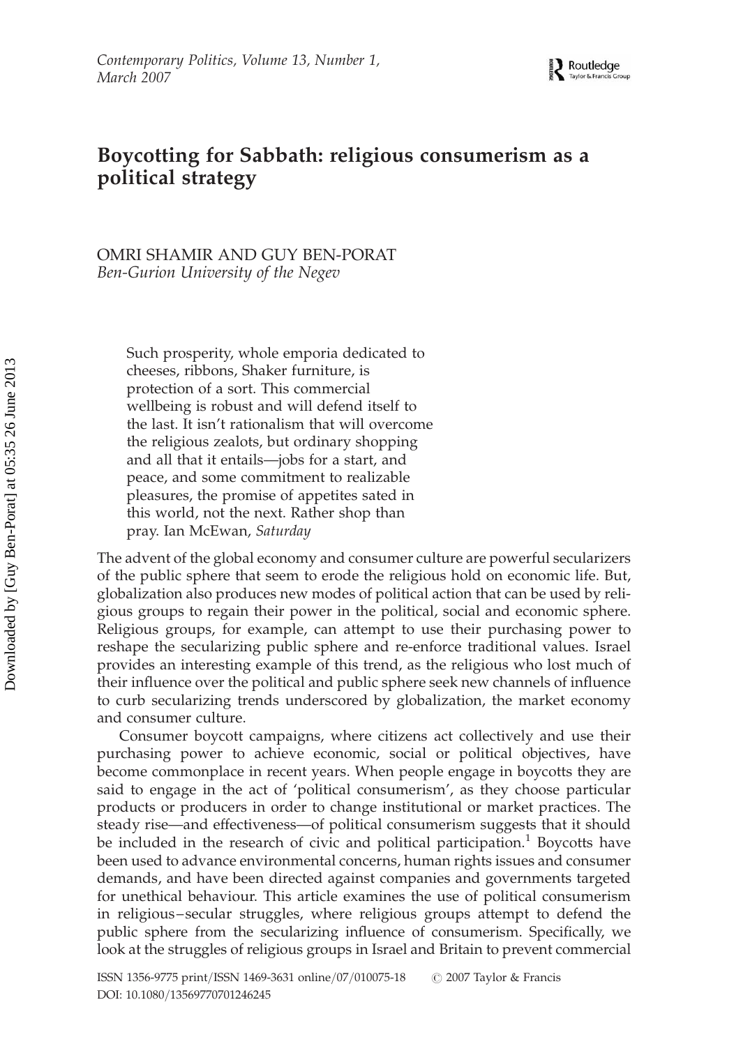# Boycotting for Sabbath: religious consumerism as a political strategy

OMRI SHAMIR AND GUY BEN-PORAT
*Ben-Gurion University of the Negev*

> Such prosperity, whole emporia dedicated to cheeses, ribbons, Shaker furniture, is protection of a sort. This commercial wellbeing is robust and will defend itself to the last. It isn't rationalism that will overcome the religious zealots, but ordinary shopping and all that it entails—jobs for a start, and peace, and some commitment to realizable pleasures, the promise of appetites sated in this world, not the next. Rather shop than pray. Ian McEwan, *Saturday*

The advent of the global economy and consumer culture are powerful secularizers of the public sphere that seem to erode the religious hold on economic life. But, globalization also produces new modes of political action that can be used by religious groups to regain their power in the political, social and economic sphere. Religious groups, for example, can attempt to use their purchasing power to reshape the secularizing public sphere and re-enforce traditional values. Israel provides an interesting example of this trend, as the religious who lost much of their influence over the political and public sphere seek new channels of influence to curb secularizing trends underscored by globalization, the market economy and consumer culture.

Consumer boycott campaigns, where citizens act collectively and use their purchasing power to achieve economic, social or political objectives, have become commonplace in recent years. When people engage in boycotts they are said to engage in the act of 'political consumerism', as they choose particular products or producers in order to change institutional or market practices. The steady rise—and effectiveness—of political consumerism suggests that it should be included in the research of civic and political participation.[1] Boycotts have been used to advance environmental concerns, human rights issues and consumer demands, and have been directed against companies and governments targeted for unethical behaviour. This article examines the use of political consumerism in religious–secular struggles, where religious groups attempt to defend the public sphere from the secularizing influence of consumerism. Specifically, we look at the struggles of religious groups in Israel and Britain to prevent commercial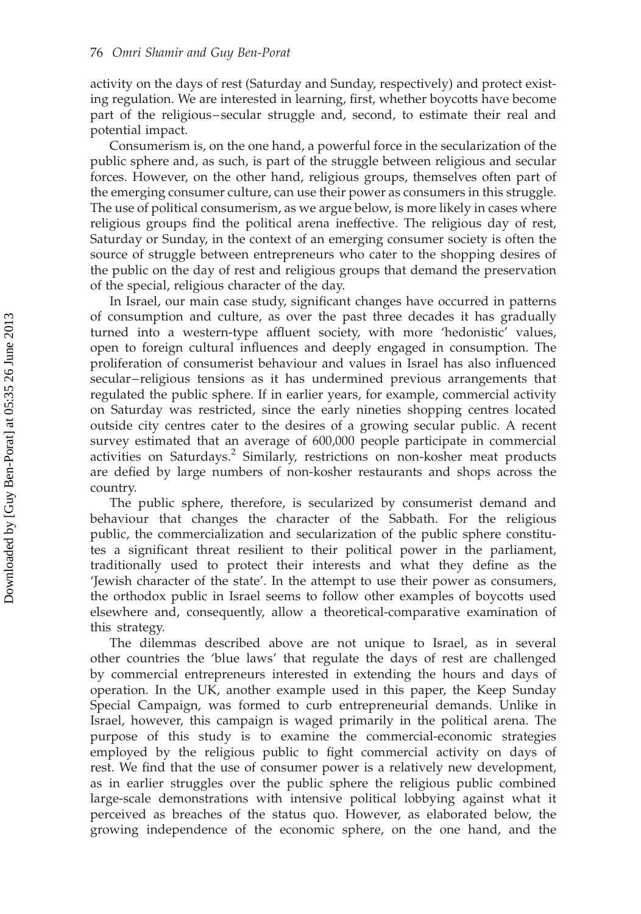activity on the days of rest (Saturday and Sunday, respectively) and protect existing regulation. We are interested in learning, first, whether boycotts have become part of the religious–secular struggle and, second, to estimate their real and potential impact.

Consumerism is, on the one hand, a powerful force in the secularization of the public sphere and, as such, is part of the struggle between religious and secular forces. However, on the other hand, religious groups, themselves often part of the emerging consumer culture, can use their power as consumers in this struggle. The use of political consumerism, as we argue below, is more likely in cases where religious groups find the political arena ineffective. The religious day of rest, Saturday or Sunday, in the context of an emerging consumer society is often the source of struggle between entrepreneurs who cater to the shopping desires of the public on the day of rest and religious groups that demand the preservation of the special, religious character of the day.

In Israel, our main case study, significant changes have occurred in patterns of consumption and culture, as over the past three decades it has gradually turned into a western-type affluent society, with more 'hedonistic' values, open to foreign cultural influences and deeply engaged in consumption. The proliferation of consumerist behaviour and values in Israel has also influenced secular–religious tensions as it has undermined previous arrangements that regulated the public sphere. If in earlier years, for example, commercial activity on Saturday was restricted, since the early nineties shopping centres located outside city centres cater to the desires of a growing secular public. A recent survey estimated that an average of 600,000 people participate in commercial activities on Saturdays.[2] Similarly, restrictions on non-kosher meat products are defied by large numbers of non-kosher restaurants and shops across the country.

The public sphere, therefore, is secularized by consumerist demand and behaviour that changes the character of the Sabbath. For the religious public, the commercialization and secularization of the public sphere constitutes a significant threat resilient to their political power in the parliament, traditionally used to protect their interests and what they define as the 'Jewish character of the state'. In the attempt to use their power as consumers, the orthodox public in Israel seems to follow other examples of boycotts used elsewhere and, consequently, allow a theoretical-comparative examination of this strategy.

The dilemmas described above are not unique to Israel, as in several other countries the 'blue laws' that regulate the days of rest are challenged by commercial entrepreneurs interested in extending the hours and days of operation. In the UK, another example used in this paper, the Keep Sunday Special Campaign, was formed to curb entrepreneurial demands. Unlike in Israel, however, this campaign is waged primarily in the political arena. The purpose of this study is to examine the commercial-economic strategies employed by the religious public to fight commercial activity on days of rest. We find that the use of consumer power is a relatively new development, as in earlier struggles over the public sphere the religious public combined large-scale demonstrations with intensive political lobbying against what it perceived as breaches of the status quo. However, as elaborated below, the growing independence of the economic sphere, on the one hand, and the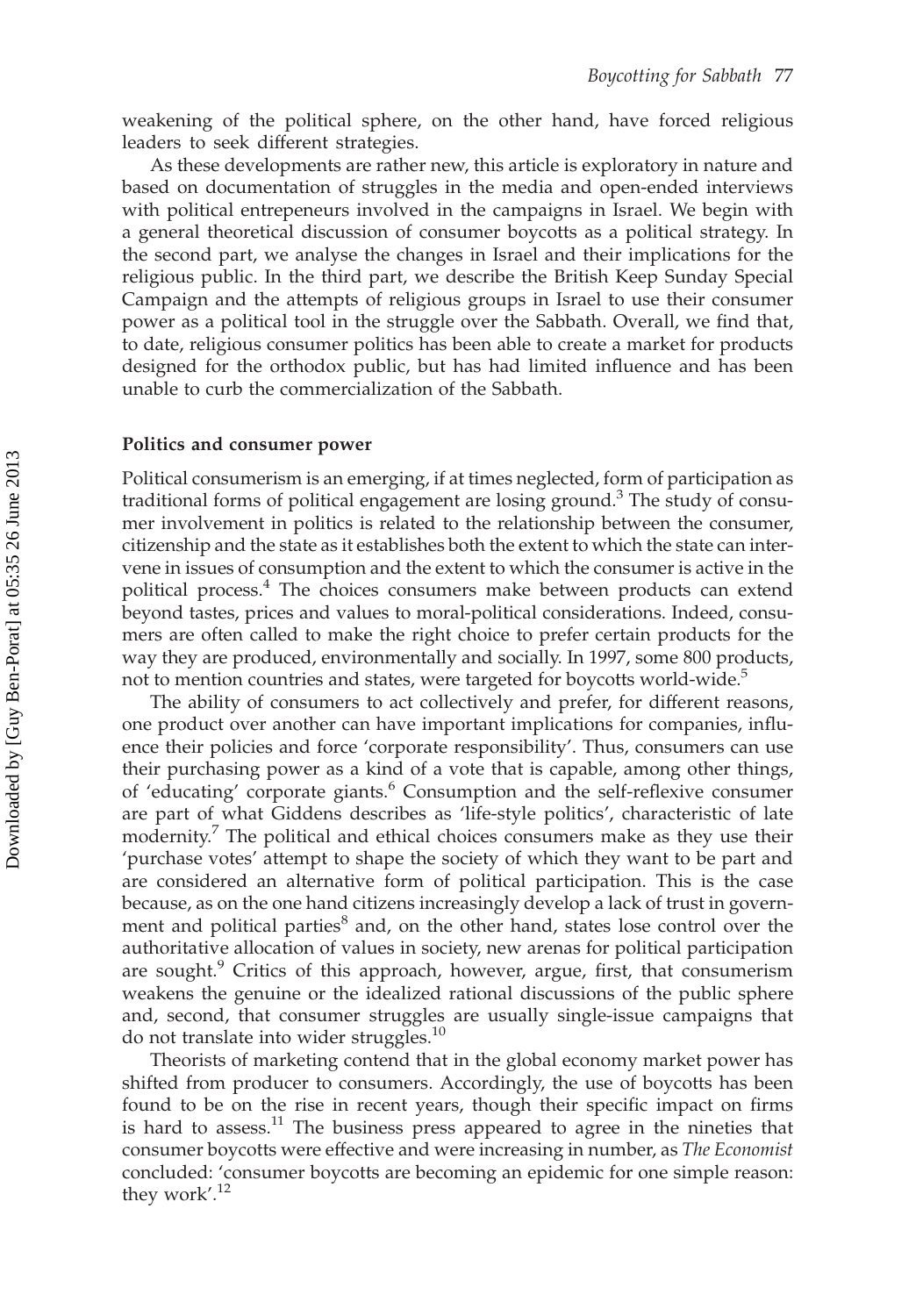weakening of the political sphere, on the other hand, have forced religious leaders to seek different strategies.

As these developments are rather new, this article is exploratory in nature and based on documentation of struggles in the media and open-ended interviews with political entrepeneurs involved in the campaigns in Israel. We begin with a general theoretical discussion of consumer boycotts as a political strategy. In the second part, we analyse the changes in Israel and their implications for the religious public. In the third part, we describe the British Keep Sunday Special Campaign and the attempts of religious groups in Israel to use their consumer power as a political tool in the struggle over the Sabbath. Overall, we find that, to date, religious consumer politics has been able to create a market for products designed for the orthodox public, but has had limited influence and has been unable to curb the commercialization of the Sabbath.

## Politics and consumer power

Political consumerism is an emerging, if at times neglected, form of participation as traditional forms of political engagement are losing ground.[3] The study of consumer involvement in politics is related to the relationship between the consumer, citizenship and the state as it establishes both the extent to which the state can intervene in issues of consumption and the extent to which the consumer is active in the political process.[4] The choices consumers make between products can extend beyond tastes, prices and values to moral-political considerations. Indeed, consumers are often called to make the right choice to prefer certain products for the way they are produced, environmentally and socially. In 1997, some 800 products, not to mention countries and states, were targeted for boycotts world-wide.[5]

The ability of consumers to act collectively and prefer, for different reasons, one product over another can have important implications for companies, influence their policies and force 'corporate responsibility'. Thus, consumers can use their purchasing power as a kind of a vote that is capable, among other things, of 'educating' corporate giants.[6] Consumption and the self-reflexive consumer are part of what Giddens describes as 'life-style politics', characteristic of late modernity.[7] The political and ethical choices consumers make as they use their 'purchase votes' attempt to shape the society of which they want to be part and are considered an alternative form of political participation. This is the case because, as on the one hand citizens increasingly develop a lack of trust in government and political parties[8] and, on the other hand, states lose control over the authoritative allocation of values in society, new arenas for political participation are sought.[9] Critics of this approach, however, argue, first, that consumerism weakens the genuine or the idealized rational discussions of the public sphere and, second, that consumer struggles are usually single-issue campaigns that do not translate into wider struggles.[10]

Theorists of marketing contend that in the global economy market power has shifted from producer to consumers. Accordingly, the use of boycotts has been found to be on the rise in recent years, though their specific impact on firms is hard to assess.[11] The business press appeared to agree in the nineties that consumer boycotts were effective and were increasing in number, as *The Economist* concluded: 'consumer boycotts are becoming an epidemic for one simple reason: they work'.[12]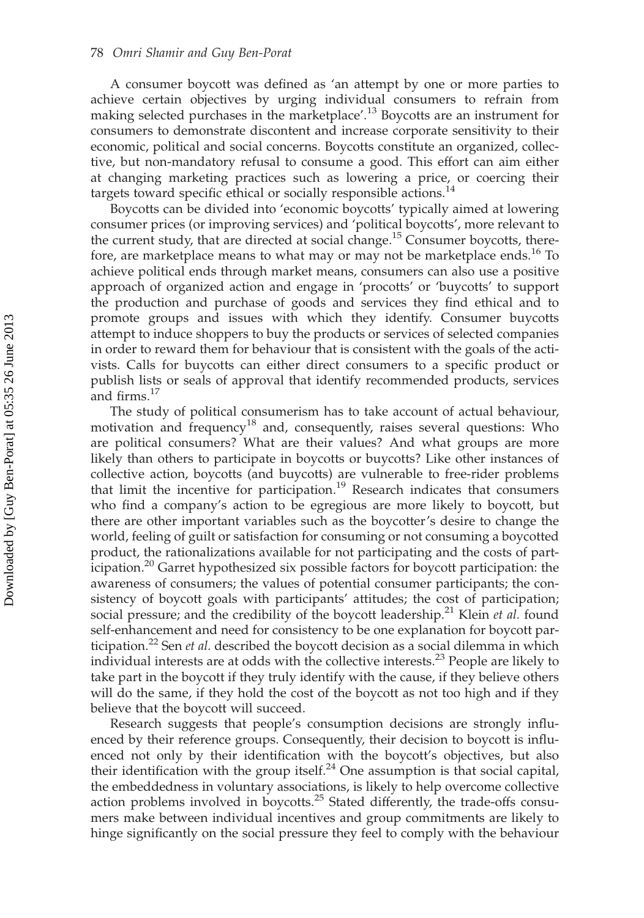A consumer boycott was defined as 'an attempt by one or more parties to achieve certain objectives by urging individual consumers to refrain from making selected purchases in the marketplace'.[13] Boycotts are an instrument for consumers to demonstrate discontent and increase corporate sensitivity to their economic, political and social concerns. Boycotts constitute an organized, collective, but non-mandatory refusal to consume a good. This effort can aim either at changing marketing practices such as lowering a price, or coercing their targets toward specific ethical or socially responsible actions.[14]

Boycotts can be divided into 'economic boycotts' typically aimed at lowering consumer prices (or improving services) and 'political boycotts', more relevant to the current study, that are directed at social change.[15] Consumer boycotts, therefore, are marketplace means to what may or may not be marketplace ends.[16] To achieve political ends through market means, consumers can also use a positive approach of organized action and engage in 'procotts' or 'buycotts' to support the production and purchase of goods and services they find ethical and to promote groups and issues with which they identify. Consumer buycotts attempt to induce shoppers to buy the products or services of selected companies in order to reward them for behaviour that is consistent with the goals of the activists. Calls for buycotts can either direct consumers to a specific product or publish lists or seals of approval that identify recommended products, services and firms.[17]

The study of political consumerism has to take account of actual behaviour, motivation and frequency[18] and, consequently, raises several questions: Who are political consumers? What are their values? And what groups are more likely than others to participate in boycotts or buycotts? Like other instances of collective action, boycotts (and buycotts) are vulnerable to free-rider problems that limit the incentive for participation.[19] Research indicates that consumers who find a company's action to be egregious are more likely to boycott, but there are other important variables such as the boycotter's desire to change the world, feeling of guilt or satisfaction for consuming or not consuming a boycotted product, the rationalizations available for not participating and the costs of participation.[20] Garret hypothesized six possible factors for boycott participation: the awareness of consumers; the values of potential consumer participants; the consistency of boycott goals with participants' attitudes; the cost of participation; social pressure; and the credibility of the boycott leadership.[21] Klein *et al.* found self-enhancement and need for consistency to be one explanation for boycott participation.[22] Sen *et al.* described the boycott decision as a social dilemma in which individual interests are at odds with the collective interests.[23] People are likely to take part in the boycott if they truly identify with the cause, if they believe others will do the same, if they hold the cost of the boycott as not too high and if they believe that the boycott will succeed.

Research suggests that people's consumption decisions are strongly influenced by their reference groups. Consequently, their decision to boycott is influenced not only by their identification with the boycott's objectives, but also their identification with the group itself.[24] One assumption is that social capital, the embeddedness in voluntary associations, is likely to help overcome collective action problems involved in boycotts.[25] Stated differently, the trade-offs consumers make between individual incentives and group commitments are likely to hinge significantly on the social pressure they feel to comply with the behaviour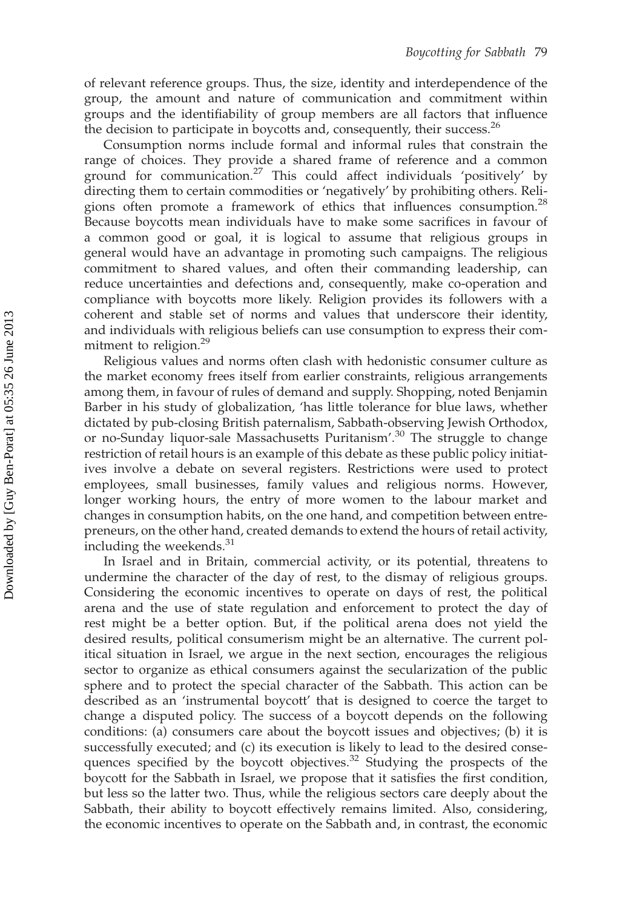of relevant reference groups. Thus, the size, identity and interdependence of the group, the amount and nature of communication and commitment within groups and the identifiability of group members are all factors that influence the decision to participate in boycotts and, consequently, their success.[26]

Consumption norms include formal and informal rules that constrain the range of choices. They provide a shared frame of reference and a common ground for communication.[27] This could affect individuals 'positively' by directing them to certain commodities or 'negatively' by prohibiting others. Religions often promote a framework of ethics that influences consumption.[28] Because boycotts mean individuals have to make some sacrifices in favour of a common good or goal, it is logical to assume that religious groups in general would have an advantage in promoting such campaigns. The religious commitment to shared values, and often their commanding leadership, can reduce uncertainties and defections and, consequently, make co-operation and compliance with boycotts more likely. Religion provides its followers with a coherent and stable set of norms and values that underscore their identity, and individuals with religious beliefs can use consumption to express their commitment to religion.[29]

Religious values and norms often clash with hedonistic consumer culture as the market economy frees itself from earlier constraints, religious arrangements among them, in favour of rules of demand and supply. Shopping, noted Benjamin Barber in his study of globalization, 'has little tolerance for blue laws, whether dictated by pub-closing British paternalism, Sabbath-observing Jewish Orthodox, or no-Sunday liquor-sale Massachusetts Puritanism'.[30] The struggle to change restriction of retail hours is an example of this debate as these public policy initiatives involve a debate on several registers. Restrictions were used to protect employees, small businesses, family values and religious norms. However, longer working hours, the entry of more women to the labour market and changes in consumption habits, on the one hand, and competition between entrepreneurs, on the other hand, created demands to extend the hours of retail activity, including the weekends.[31]

In Israel and in Britain, commercial activity, or its potential, threatens to undermine the character of the day of rest, to the dismay of religious groups. Considering the economic incentives to operate on days of rest, the political arena and the use of state regulation and enforcement to protect the day of rest might be a better option. But, if the political arena does not yield the desired results, political consumerism might be an alternative. The current political situation in Israel, we argue in the next section, encourages the religious sector to organize as ethical consumers against the secularization of the public sphere and to protect the special character of the Sabbath. This action can be described as an 'instrumental boycott' that is designed to coerce the target to change a disputed policy. The success of a boycott depends on the following conditions: (a) consumers care about the boycott issues and objectives; (b) it is successfully executed; and (c) its execution is likely to lead to the desired consequences specified by the boycott objectives.[32] Studying the prospects of the boycott for the Sabbath in Israel, we propose that it satisfies the first condition, but less so the latter two. Thus, while the religious sectors care deeply about the Sabbath, their ability to boycott effectively remains limited. Also, considering, the economic incentives to operate on the Sabbath and, in contrast, the economic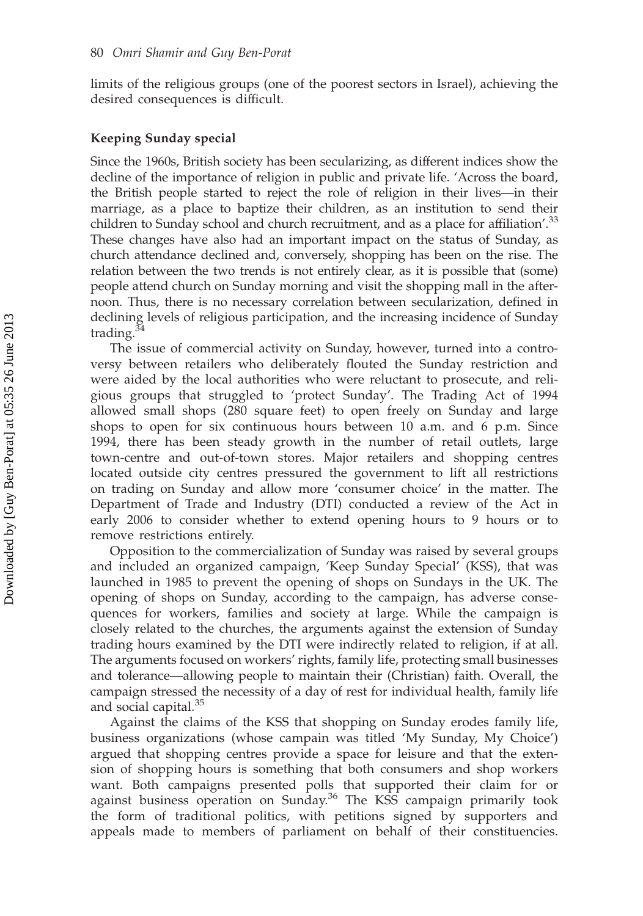limits of the religious groups (one of the poorest sectors in Israel), achieving the desired consequences is difficult.

### Keeping Sunday special

Since the 1960s, British society has been secularizing, as different indices show the decline of the importance of religion in public and private life. 'Across the board, the British people started to reject the role of religion in their lives—in their marriage, as a place to baptize their children, as an institution to send their children to Sunday school and church recruitment, and as a place for affiliation'.[33] These changes have also had an important impact on the status of Sunday, as church attendance declined and, conversely, shopping has been on the rise. The relation between the two trends is not entirely clear, as it is possible that (some) people attend church on Sunday morning and visit the shopping mall in the afternoon. Thus, there is no necessary correlation between secularization, defined in declining levels of religious participation, and the increasing incidence of Sunday trading.[34]

The issue of commercial activity on Sunday, however, turned into a controversy between retailers who deliberately flouted the Sunday restriction and were aided by the local authorities who were reluctant to prosecute, and religious groups that struggled to 'protect Sunday'. The Trading Act of 1994 allowed small shops (280 square feet) to open freely on Sunday and large shops to open for six continuous hours between 10 a.m. and 6 p.m. Since 1994, there has been steady growth in the number of retail outlets, large town-centre and out-of-town stores. Major retailers and shopping centres located outside city centres pressured the government to lift all restrictions on trading on Sunday and allow more 'consumer choice' in the matter. The Department of Trade and Industry (DTI) conducted a review of the Act in early 2006 to consider whether to extend opening hours to 9 hours or to remove restrictions entirely.

Opposition to the commercialization of Sunday was raised by several groups and included an organized campaign, 'Keep Sunday Special' (KSS), that was launched in 1985 to prevent the opening of shops on Sundays in the UK. The opening of shops on Sunday, according to the campaign, has adverse consequences for workers, families and society at large. While the campaign is closely related to the churches, the arguments against the extension of Sunday trading hours examined by the DTI were indirectly related to religion, if at all. The arguments focused on workers' rights, family life, protecting small businesses and tolerance—allowing people to maintain their (Christian) faith. Overall, the campaign stressed the necessity of a day of rest for individual health, family life and social capital.[35]

Against the claims of the KSS that shopping on Sunday erodes family life, business organizations (whose campain was titled 'My Sunday, My Choice') argued that shopping centres provide a space for leisure and that the extension of shopping hours is something that both consumers and shop workers want. Both campaigns presented polls that supported their claim for or against business operation on Sunday.[36] The KSS campaign primarily took the form of traditional politics, with petitions signed by supporters and appeals made to members of parliament on behalf of their constituencies.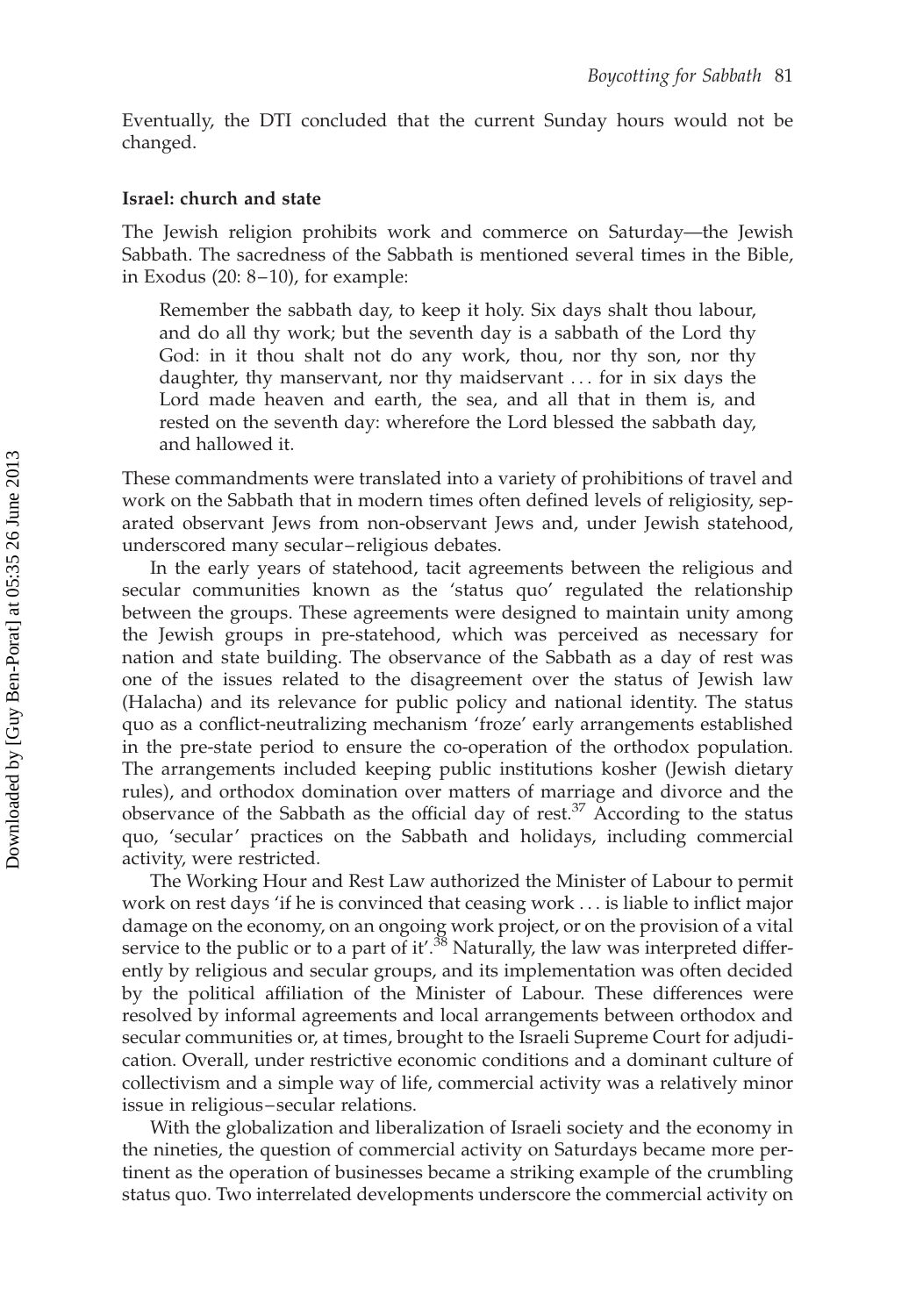Eventually, the DTI concluded that the current Sunday hours would not be changed.

**Israel: church and state**

The Jewish religion prohibits work and commerce on Saturday—the Jewish Sabbath. The sacredness of the Sabbath is mentioned several times in the Bible, in Exodus (20: 8–10), for example:

> Remember the sabbath day, to keep it holy. Six days shalt thou labour, and do all thy work; but the seventh day is a sabbath of the Lord thy God: in it thou shalt not do any work, thou, nor thy son, nor thy daughter, thy manservant, nor thy maidservant ... for in six days the Lord made heaven and earth, the sea, and all that in them is, and rested on the seventh day: wherefore the Lord blessed the sabbath day, and hallowed it.

These commandments were translated into a variety of prohibitions of travel and work on the Sabbath that in modern times often defined levels of religiosity, separated observant Jews from non-observant Jews and, under Jewish statehood, underscored many secular–religious debates.

In the early years of statehood, tacit agreements between the religious and secular communities known as the 'status quo' regulated the relationship between the groups. These agreements were designed to maintain unity among the Jewish groups in pre-statehood, which was perceived as necessary for nation and state building. The observance of the Sabbath as a day of rest was one of the issues related to the disagreement over the status of Jewish law (Halacha) and its relevance for public policy and national identity. The status quo as a conflict-neutralizing mechanism 'froze' early arrangements established in the pre-state period to ensure the co-operation of the orthodox population. The arrangements included keeping public institutions kosher (Jewish dietary rules), and orthodox domination over matters of marriage and divorce and the observance of the Sabbath as the official day of rest.[37] According to the status quo, 'secular' practices on the Sabbath and holidays, including commercial activity, were restricted.

The Working Hour and Rest Law authorized the Minister of Labour to permit work on rest days 'if he is convinced that ceasing work ... is liable to inflict major damage on the economy, on an ongoing work project, or on the provision of a vital service to the public or to a part of it'.[38] Naturally, the law was interpreted differently by religious and secular groups, and its implementation was often decided by the political affiliation of the Minister of Labour. These differences were resolved by informal agreements and local arrangements between orthodox and secular communities or, at times, brought to the Israeli Supreme Court for adjudication. Overall, under restrictive economic conditions and a dominant culture of collectivism and a simple way of life, commercial activity was a relatively minor issue in religious–secular relations.

With the globalization and liberalization of Israeli society and the economy in the nineties, the question of commercial activity on Saturdays became more pertinent as the operation of businesses became a striking example of the crumbling status quo. Two interrelated developments underscore the commercial activity on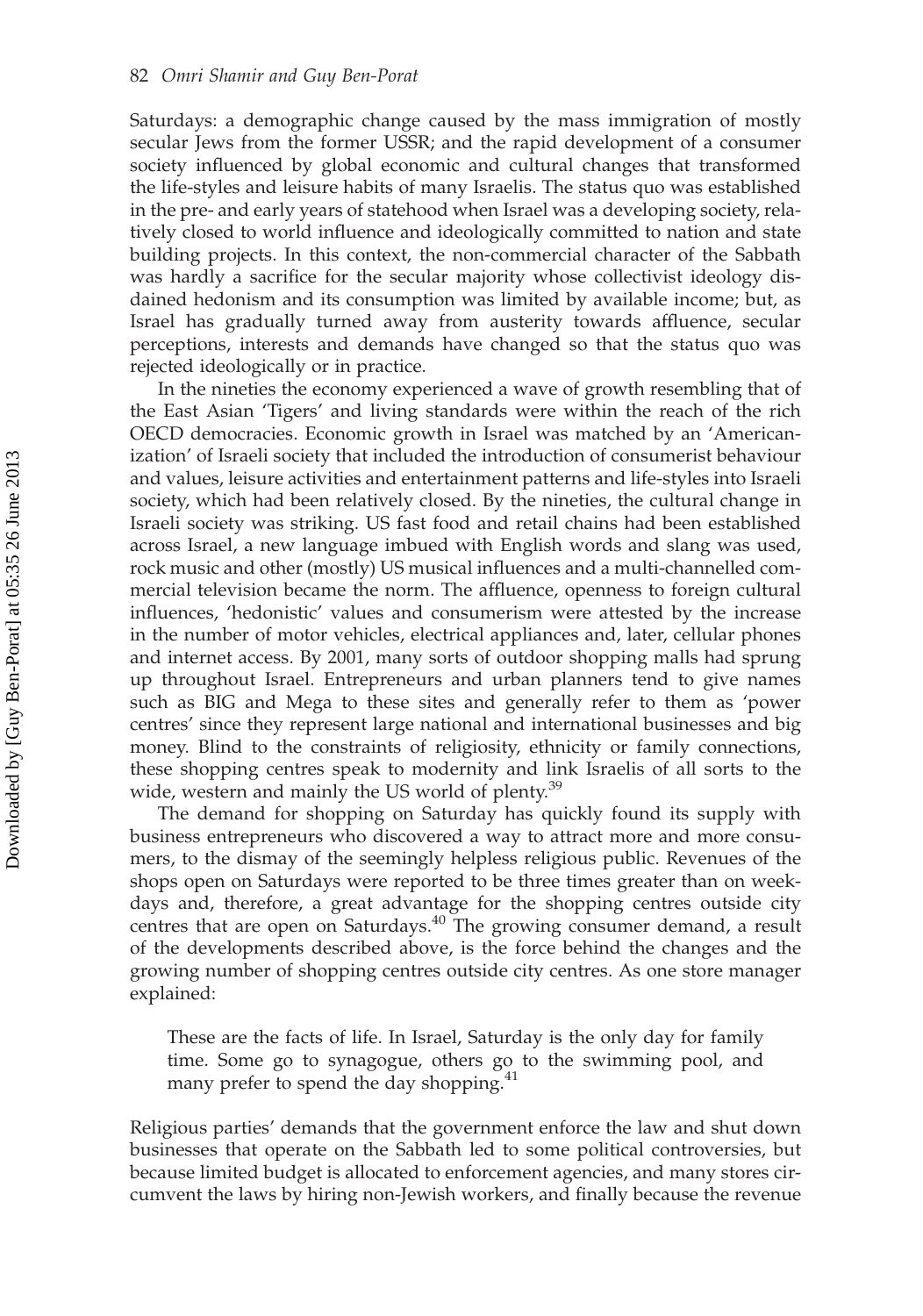Saturdays: a demographic change caused by the mass immigration of mostly secular Jews from the former USSR; and the rapid development of a consumer society influenced by global economic and cultural changes that transformed the life-styles and leisure habits of many Israelis. The status quo was established in the pre- and early years of statehood when Israel was a developing society, relatively closed to world influence and ideologically committed to nation and state building projects. In this context, the non-commercial character of the Sabbath was hardly a sacrifice for the secular majority whose collectivist ideology disdained hedonism and its consumption was limited by available income; but, as Israel has gradually turned away from austerity towards affluence, secular perceptions, interests and demands have changed so that the status quo was rejected ideologically or in practice.

In the nineties the economy experienced a wave of growth resembling that of the East Asian 'Tigers' and living standards were within the reach of the rich OECD democracies. Economic growth in Israel was matched by an 'Americanization' of Israeli society that included the introduction of consumerist behaviour and values, leisure activities and entertainment patterns and life-styles into Israeli society, which had been relatively closed. By the nineties, the cultural change in Israeli society was striking. US fast food and retail chains had been established across Israel, a new language imbued with English words and slang was used, rock music and other (mostly) US musical influences and a multi-channelled commercial television became the norm. The affluence, openness to foreign cultural influences, 'hedonistic' values and consumerism were attested by the increase in the number of motor vehicles, electrical appliances and, later, cellular phones and internet access. By 2001, many sorts of outdoor shopping malls had sprung up throughout Israel. Entrepreneurs and urban planners tend to give names such as BIG and Mega to these sites and generally refer to them as 'power centres' since they represent large national and international businesses and big money. Blind to the constraints of religiosity, ethnicity or family connections, these shopping centres speak to modernity and link Israelis of all sorts to the wide, western and mainly the US world of plenty.[39]

The demand for shopping on Saturday has quickly found its supply with business entrepreneurs who discovered a way to attract more and more consumers, to the dismay of the seemingly helpless religious public. Revenues of the shops open on Saturdays were reported to be three times greater than on weekdays and, therefore, a great advantage for the shopping centres outside city centres that are open on Saturdays.[40] The growing consumer demand, a result of the developments described above, is the force behind the changes and the growing number of shopping centres outside city centres. As one store manager explained:

> These are the facts of life. In Israel, Saturday is the only day for family time. Some go to synagogue, others go to the swimming pool, and many prefer to spend the day shopping.[41]

Religious parties' demands that the government enforce the law and shut down businesses that operate on the Sabbath led to some political controversies, but because limited budget is allocated to enforcement agencies, and many stores circumvent the laws by hiring non-Jewish workers, and finally because the revenue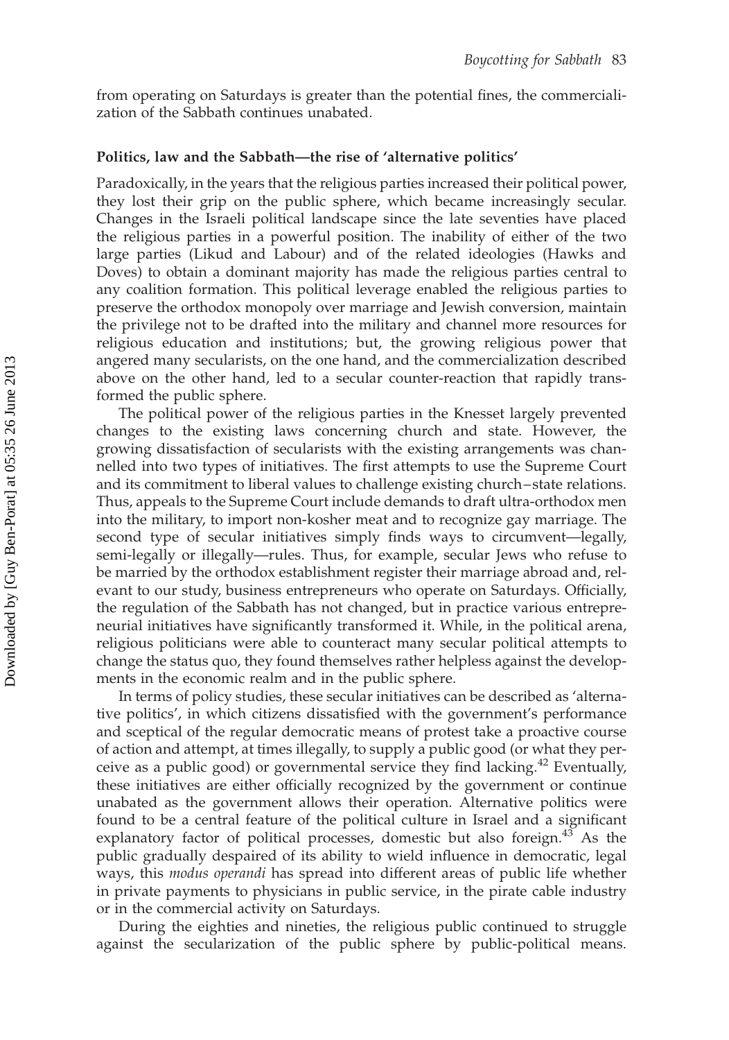from operating on Saturdays is greater than the potential fines, the commercialization of the Sabbath continues unabated.

### Politics, law and the Sabbath—the rise of 'alternative politics'

Paradoxically, in the years that the religious parties increased their political power, they lost their grip on the public sphere, which became increasingly secular. Changes in the Israeli political landscape since the late seventies have placed the religious parties in a powerful position. The inability of either of the two large parties (Likud and Labour) and of the related ideologies (Hawks and Doves) to obtain a dominant majority has made the religious parties central to any coalition formation. This political leverage enabled the religious parties to preserve the orthodox monopoly over marriage and Jewish conversion, maintain the privilege not to be drafted into the military and channel more resources for religious education and institutions; but, the growing religious power that angered many secularists, on the one hand, and the commercialization described above on the other hand, led to a secular counter-reaction that rapidly transformed the public sphere.

The political power of the religious parties in the Knesset largely prevented changes to the existing laws concerning church and state. However, the growing dissatisfaction of secularists with the existing arrangements was channelled into two types of initiatives. The first attempts to use the Supreme Court and its commitment to liberal values to challenge existing church–state relations. Thus, appeals to the Supreme Court include demands to draft ultra-orthodox men into the military, to import non-kosher meat and to recognize gay marriage. The second type of secular initiatives simply finds ways to circumvent—legally, semi-legally or illegally—rules. Thus, for example, secular Jews who refuse to be married by the orthodox establishment register their marriage abroad and, relevant to our study, business entrepreneurs who operate on Saturdays. Officially, the regulation of the Sabbath has not changed, but in practice various entrepreneurial initiatives have significantly transformed it. While, in the political arena, religious politicians were able to counteract many secular political attempts to change the status quo, they found themselves rather helpless against the developments in the economic realm and in the public sphere.

In terms of policy studies, these secular initiatives can be described as 'alternative politics', in which citizens dissatisfied with the government's performance and sceptical of the regular democratic means of protest take a proactive course of action and attempt, at times illegally, to supply a public good (or what they perceive as a public good) or governmental service they find lacking.[42] Eventually, these initiatives are either officially recognized by the government or continue unabated as the government allows their operation. Alternative politics were found to be a central feature of the political culture in Israel and a significant explanatory factor of political processes, domestic but also foreign.[43] As the public gradually despaired of its ability to wield influence in democratic, legal ways, this *modus operandi* has spread into different areas of public life whether in private payments to physicians in public service, in the pirate cable industry or in the commercial activity on Saturdays.

During the eighties and nineties, the religious public continued to struggle against the secularization of the public sphere by public-political means.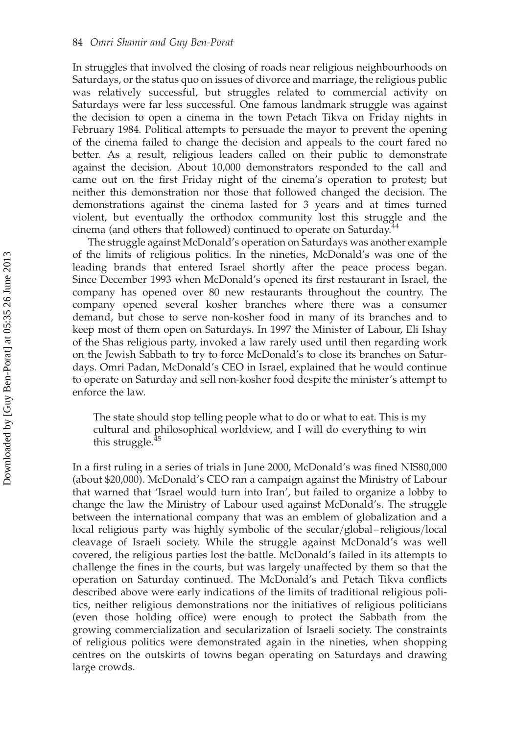In struggles that involved the closing of roads near religious neighbourhoods on Saturdays, or the status quo on issues of divorce and marriage, the religious public was relatively successful, but struggles related to commercial activity on Saturdays were far less successful. One famous landmark struggle was against the decision to open a cinema in the town Petach Tikva on Friday nights in February 1984. Political attempts to persuade the mayor to prevent the opening of the cinema failed to change the decision and appeals to the court fared no better. As a result, religious leaders called on their public to demonstrate against the decision. About 10,000 demonstrators responded to the call and came out on the first Friday night of the cinema's operation to protest; but neither this demonstration nor those that followed changed the decision. The demonstrations against the cinema lasted for 3 years and at times turned violent, but eventually the orthodox community lost this struggle and the cinema (and others that followed) continued to operate on Saturday.[44]

The struggle against McDonald's operation on Saturdays was another example of the limits of religious politics. In the nineties, McDonald's was one of the leading brands that entered Israel shortly after the peace process began. Since December 1993 when McDonald's opened its first restaurant in Israel, the company has opened over 80 new restaurants throughout the country. The company opened several kosher branches where there was a consumer demand, but chose to serve non-kosher food in many of its branches and to keep most of them open on Saturdays. In 1997 the Minister of Labour, Eli Ishay of the Shas religious party, invoked a law rarely used until then regarding work on the Jewish Sabbath to try to force McDonald's to close its branches on Saturdays. Omri Padan, McDonald's CEO in Israel, explained that he would continue to operate on Saturday and sell non-kosher food despite the minister's attempt to enforce the law.

> The state should stop telling people what to do or what to eat. This is my cultural and philosophical worldview, and I will do everything to win this struggle.[45]

In a first ruling in a series of trials in June 2000, McDonald's was fined NIS80,000 (about $20,000). McDonald's CEO ran a campaign against the Ministry of Labour that warned that 'Israel would turn into Iran', but failed to organize a lobby to change the law the Ministry of Labour used against McDonald's. The struggle between the international company that was an emblem of globalization and a local religious party was highly symbolic of the secular/global–religious/local cleavage of Israeli society. While the struggle against McDonald's was well covered, the religious parties lost the battle. McDonald's failed in its attempts to challenge the fines in the courts, but was largely unaffected by them so that the operation on Saturday continued. The McDonald's and Petach Tikva conflicts described above were early indications of the limits of traditional religious politics, neither religious demonstrations nor the initiatives of religious politicians (even those holding office) were enough to protect the Sabbath from the growing commercialization and secularization of Israeli society. The constraints of religious politics were demonstrated again in the nineties, when shopping centres on the outskirts of towns began operating on Saturdays and drawing large crowds.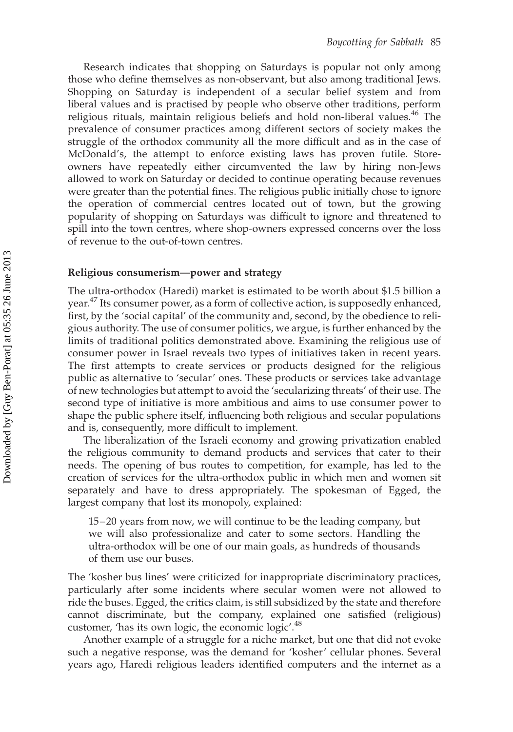Research indicates that shopping on Saturdays is popular not only among those who define themselves as non-observant, but also among traditional Jews. Shopping on Saturday is independent of a secular belief system and from liberal values and is practised by people who observe other traditions, perform religious rituals, maintain religious beliefs and hold non-liberal values.[46] The prevalence of consumer practices among different sectors of society makes the struggle of the orthodox community all the more difficult and as in the case of McDonald's, the attempt to enforce existing laws has proven futile. Store-owners have repeatedly either circumvented the law by hiring non-Jews allowed to work on Saturday or decided to continue operating because revenues were greater than the potential fines. The religious public initially chose to ignore the operation of commercial centres located out of town, but the growing popularity of shopping on Saturdays was difficult to ignore and threatened to spill into the town centres, where shop-owners expressed concerns over the loss of revenue to the out-of-town centres.

### Religious consumerism—power and strategy

The ultra-orthodox (Haredi) market is estimated to be worth about $1.5 billion a year.[47] Its consumer power, as a form of collective action, is supposedly enhanced, first, by the 'social capital' of the community and, second, by the obedience to religious authority. The use of consumer politics, we argue, is further enhanced by the limits of traditional politics demonstrated above. Examining the religious use of consumer power in Israel reveals two types of initiatives taken in recent years. The first attempts to create services or products designed for the religious public as alternative to 'secular' ones. These products or services take advantage of new technologies but attempt to avoid the 'secularizing threats' of their use. The second type of initiative is more ambitious and aims to use consumer power to shape the public sphere itself, influencing both religious and secular populations and is, consequently, more difficult to implement.

The liberalization of the Israeli economy and growing privatization enabled the religious community to demand products and services that cater to their needs. The opening of bus routes to competition, for example, has led to the creation of services for the ultra-orthodox public in which men and women sit separately and have to dress appropriately. The spokesman of Egged, the largest company that lost its monopoly, explained:

> 15–20 years from now, we will continue to be the leading company, but we will also professionalize and cater to some sectors. Handling the ultra-orthodox will be one of our main goals, as hundreds of thousands of them use our buses.

The 'kosher bus lines' were criticized for inappropriate discriminatory practices, particularly after some incidents where secular women were not allowed to ride the buses. Egged, the critics claim, is still subsidized by the state and therefore cannot discriminate, but the company, explained one satisfied (religious) customer, 'has its own logic, the economic logic'.[48]

Another example of a struggle for a niche market, but one that did not evoke such a negative response, was the demand for 'kosher' cellular phones. Several years ago, Haredi religious leaders identified computers and the internet as a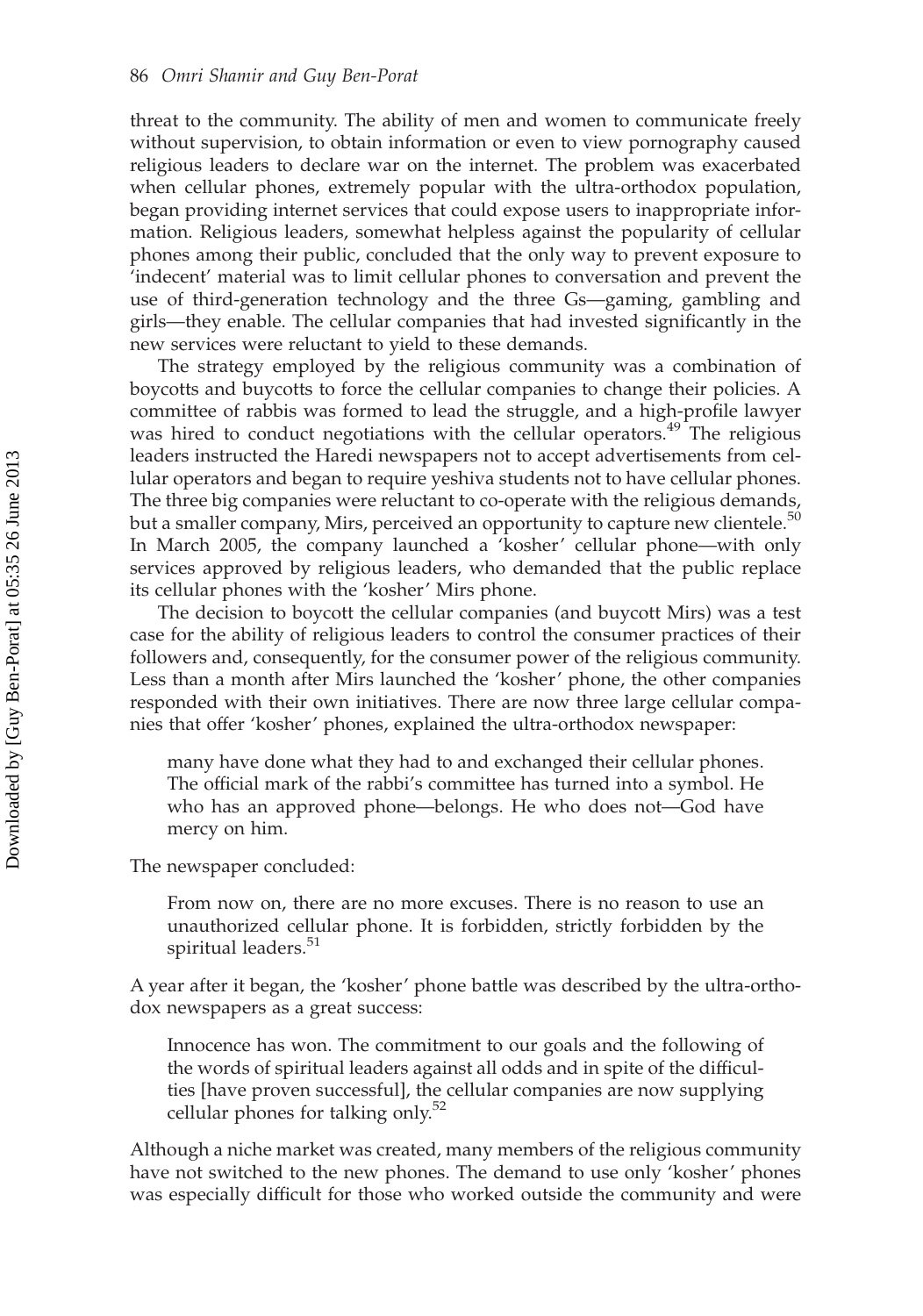threat to the community. The ability of men and women to communicate freely without supervision, to obtain information or even to view pornography caused religious leaders to declare war on the internet. The problem was exacerbated when cellular phones, extremely popular with the ultra-orthodox population, began providing internet services that could expose users to inappropriate information. Religious leaders, somewhat helpless against the popularity of cellular phones among their public, concluded that the only way to prevent exposure to 'indecent' material was to limit cellular phones to conversation and prevent the use of third-generation technology and the three Gs—gaming, gambling and girls—they enable. The cellular companies that had invested significantly in the new services were reluctant to yield to these demands.

The strategy employed by the religious community was a combination of boycotts and buycotts to force the cellular companies to change their policies. A committee of rabbis was formed to lead the struggle, and a high-profile lawyer was hired to conduct negotiations with the cellular operators.[49] The religious leaders instructed the Haredi newspapers not to accept advertisements from cellular operators and began to require yeshiva students not to have cellular phones. The three big companies were reluctant to co-operate with the religious demands, but a smaller company, Mirs, perceived an opportunity to capture new clientele.[50] In March 2005, the company launched a 'kosher' cellular phone—with only services approved by religious leaders, who demanded that the public replace its cellular phones with the 'kosher' Mirs phone.

The decision to boycott the cellular companies (and buycott Mirs) was a test case for the ability of religious leaders to control the consumer practices of their followers and, consequently, for the consumer power of the religious community. Less than a month after Mirs launched the 'kosher' phone, the other companies responded with their own initiatives. There are now three large cellular companies that offer 'kosher' phones, explained the ultra-orthodox newspaper:

> many have done what they had to and exchanged their cellular phones. The official mark of the rabbi's committee has turned into a symbol. He who has an approved phone—belongs. He who does not—God have mercy on him.

The newspaper concluded:

> From now on, there are no more excuses. There is no reason to use an unauthorized cellular phone. It is forbidden, strictly forbidden by the spiritual leaders.[51]

A year after it began, the 'kosher' phone battle was described by the ultra-orthodox newspapers as a great success:

> Innocence has won. The commitment to our goals and the following of the words of spiritual leaders against all odds and in spite of the difficulties [have proven successful], the cellular companies are now supplying cellular phones for talking only.[52]

Although a niche market was created, many members of the religious community have not switched to the new phones. The demand to use only 'kosher' phones was especially difficult for those who worked outside the community and were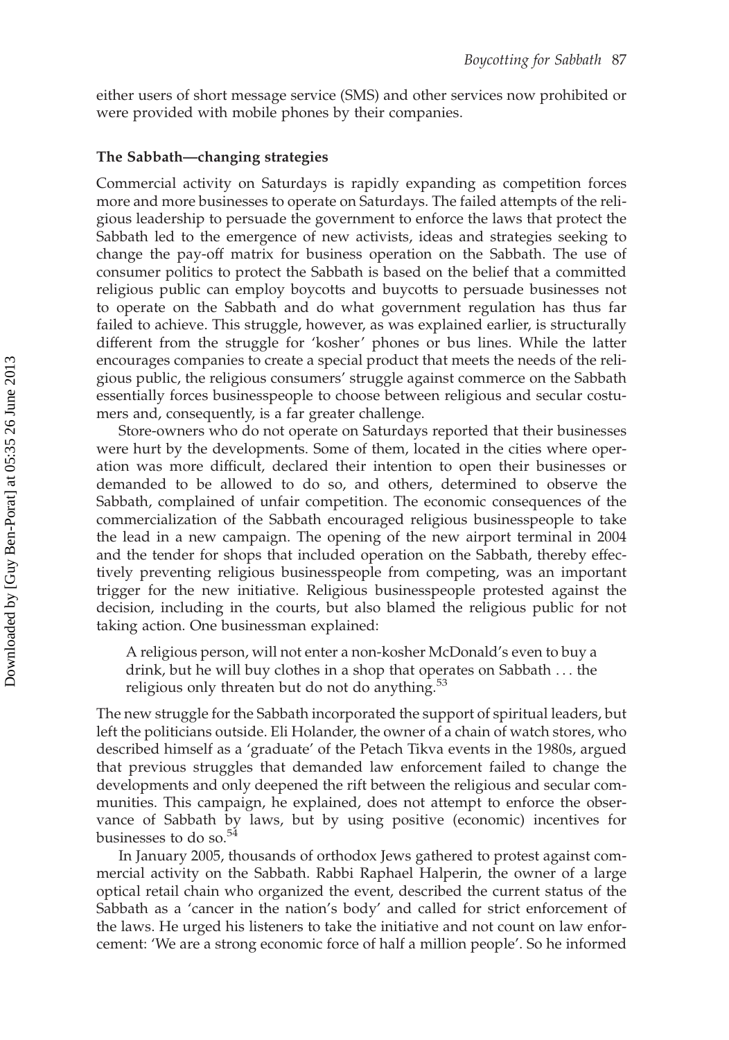either users of short message service (SMS) and other services now prohibited or were provided with mobile phones by their companies.

### The Sabbath—changing strategies

Commercial activity on Saturdays is rapidly expanding as competition forces more and more businesses to operate on Saturdays. The failed attempts of the religious leadership to persuade the government to enforce the laws that protect the Sabbath led to the emergence of new activists, ideas and strategies seeking to change the pay-off matrix for business operation on the Sabbath. The use of consumer politics to protect the Sabbath is based on the belief that a committed religious public can employ boycotts and buycotts to persuade businesses not to operate on the Sabbath and do what government regulation has thus far failed to achieve. This struggle, however, as was explained earlier, is structurally different from the struggle for 'kosher' phones or bus lines. While the latter encourages companies to create a special product that meets the needs of the religious public, the religious consumers' struggle against commerce on the Sabbath essentially forces businesspeople to choose between religious and secular costumers and, consequently, is a far greater challenge.

Store-owners who do not operate on Saturdays reported that their businesses were hurt by the developments. Some of them, located in the cities where operation was more difficult, declared their intention to open their businesses or demanded to be allowed to do so, and others, determined to observe the Sabbath, complained of unfair competition. The economic consequences of the commercialization of the Sabbath encouraged religious businesspeople to take the lead in a new campaign. The opening of the new airport terminal in 2004 and the tender for shops that included operation on the Sabbath, thereby effectively preventing religious businesspeople from competing, was an important trigger for the new initiative. Religious businesspeople protested against the decision, including in the courts, but also blamed the religious public for not taking action. One businessman explained:

> A religious person, will not enter a non-kosher McDonald's even to buy a drink, but he will buy clothes in a shop that operates on Sabbath . . . the religious only threaten but do not do anything.[53]

The new struggle for the Sabbath incorporated the support of spiritual leaders, but left the politicians outside. Eli Holander, the owner of a chain of watch stores, who described himself as a 'graduate' of the Petach Tikva events in the 1980s, argued that previous struggles that demanded law enforcement failed to change the developments and only deepened the rift between the religious and secular communities. This campaign, he explained, does not attempt to enforce the observance of Sabbath by laws, but by using positive (economic) incentives for businesses to do so.[54]

In January 2005, thousands of orthodox Jews gathered to protest against commercial activity on the Sabbath. Rabbi Raphael Halperin, the owner of a large optical retail chain who organized the event, described the current status of the Sabbath as a 'cancer in the nation's body' and called for strict enforcement of the laws. He urged his listeners to take the initiative and not count on law enforcement: 'We are a strong economic force of half a million people'. So he informed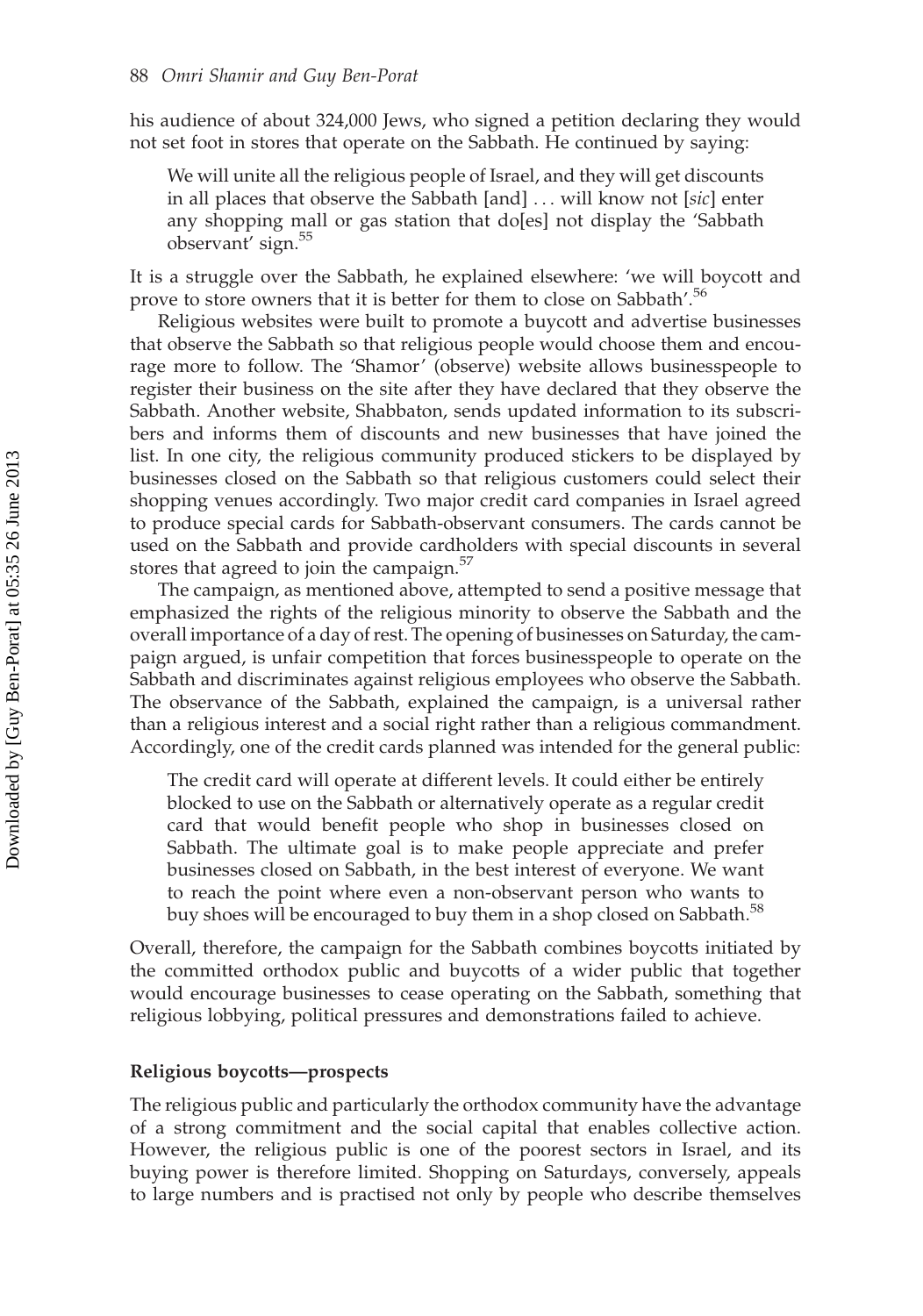his audience of about 324,000 Jews, who signed a petition declaring they would not set foot in stores that operate on the Sabbath. He continued by saying:

> We will unite all the religious people of Israel, and they will get discounts in all places that observe the Sabbath [and] ... will know not [*sic*] enter any shopping mall or gas station that do[es] not display the 'Sabbath observant' sign.[55]

It is a struggle over the Sabbath, he explained elsewhere: 'we will boycott and prove to store owners that it is better for them to close on Sabbath'.[56]

Religious websites were built to promote a buycott and advertise businesses that observe the Sabbath so that religious people would choose them and encourage more to follow. The 'Shamor' (observe) website allows businesspeople to register their business on the site after they have declared that they observe the Sabbath. Another website, Shabbaton, sends updated information to its subscribers and informs them of discounts and new businesses that have joined the list. In one city, the religious community produced stickers to be displayed by businesses closed on the Sabbath so that religious customers could select their shopping venues accordingly. Two major credit card companies in Israel agreed to produce special cards for Sabbath-observant consumers. The cards cannot be used on the Sabbath and provide cardholders with special discounts in several stores that agreed to join the campaign.[57]

The campaign, as mentioned above, attempted to send a positive message that emphasized the rights of the religious minority to observe the Sabbath and the overall importance of a day of rest. The opening of businesses on Saturday, the campaign argued, is unfair competition that forces businesspeople to operate on the Sabbath and discriminates against religious employees who observe the Sabbath. The observance of the Sabbath, explained the campaign, is a universal rather than a religious interest and a social right rather than a religious commandment. Accordingly, one of the credit cards planned was intended for the general public:

> The credit card will operate at different levels. It could either be entirely blocked to use on the Sabbath or alternatively operate as a regular credit card that would benefit people who shop in businesses closed on Sabbath. The ultimate goal is to make people appreciate and prefer businesses closed on Sabbath, in the best interest of everyone. We want to reach the point where even a non-observant person who wants to buy shoes will be encouraged to buy them in a shop closed on Sabbath.[58]

Overall, therefore, the campaign for the Sabbath combines boycotts initiated by the committed orthodox public and buycotts of a wider public that together would encourage businesses to cease operating on the Sabbath, something that religious lobbying, political pressures and demonstrations failed to achieve.

### Religious boycotts—prospects

The religious public and particularly the orthodox community have the advantage of a strong commitment and the social capital that enables collective action. However, the religious public is one of the poorest sectors in Israel, and its buying power is therefore limited. Shopping on Saturdays, conversely, appeals to large numbers and is practised not only by people who describe themselves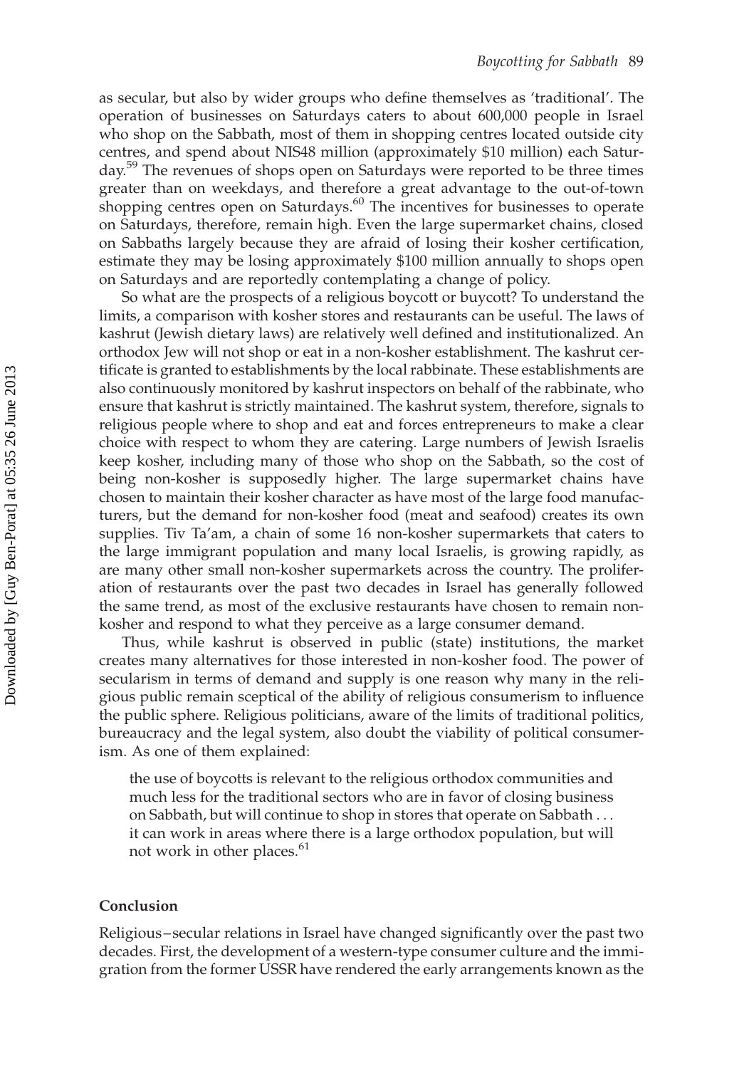as secular, but also by wider groups who define themselves as 'traditional'. The operation of businesses on Saturdays caters to about 600,000 people in Israel who shop on the Sabbath, most of them in shopping centres located outside city centres, and spend about NIS48 million (approximately $10 million) each Saturday.[59] The revenues of shops open on Saturdays were reported to be three times greater than on weekdays, and therefore a great advantage to the out-of-town shopping centres open on Saturdays.[60] The incentives for businesses to operate on Saturdays, therefore, remain high. Even the large supermarket chains, closed on Sabbaths largely because they are afraid of losing their kosher certification, estimate they may be losing approximately $100 million annually to shops open on Saturdays and are reportedly contemplating a change of policy.

So what are the prospects of a religious boycott or buycott? To understand the limits, a comparison with kosher stores and restaurants can be useful. The laws of kashrut (Jewish dietary laws) are relatively well defined and institutionalized. An orthodox Jew will not shop or eat in a non-kosher establishment. The kashrut certificate is granted to establishments by the local rabbinate. These establishments are also continuously monitored by kashrut inspectors on behalf of the rabbinate, who ensure that kashrut is strictly maintained. The kashrut system, therefore, signals to religious people where to shop and eat and forces entrepreneurs to make a clear choice with respect to whom they are catering. Large numbers of Jewish Israelis keep kosher, including many of those who shop on the Sabbath, so the cost of being non-kosher is supposedly higher. The large supermarket chains have chosen to maintain their kosher character as have most of the large food manufacturers, but the demand for non-kosher food (meat and seafood) creates its own supplies. Tiv Ta'am, a chain of some 16 non-kosher supermarkets that caters to the large immigrant population and many local Israelis, is growing rapidly, as are many other small non-kosher supermarkets across the country. The proliferation of restaurants over the past two decades in Israel has generally followed the same trend, as most of the exclusive restaurants have chosen to remain non-kosher and respond to what they perceive as a large consumer demand.

Thus, while kashrut is observed in public (state) institutions, the market creates many alternatives for those interested in non-kosher food. The power of secularism in terms of demand and supply is one reason why many in the religious public remain sceptical of the ability of religious consumerism to influence the public sphere. Religious politicians, aware of the limits of traditional politics, bureaucracy and the legal system, also doubt the viability of political consumerism. As one of them explained:

> the use of boycotts is relevant to the religious orthodox communities and much less for the traditional sectors who are in favor of closing business on Sabbath, but will continue to shop in stores that operate on Sabbath . . . it can work in areas where there is a large orthodox population, but will not work in other places.[61]

## Conclusion

Religious–secular relations in Israel have changed significantly over the past two decades. First, the development of a western-type consumer culture and the immigration from the former USSR have rendered the early arrangements known as the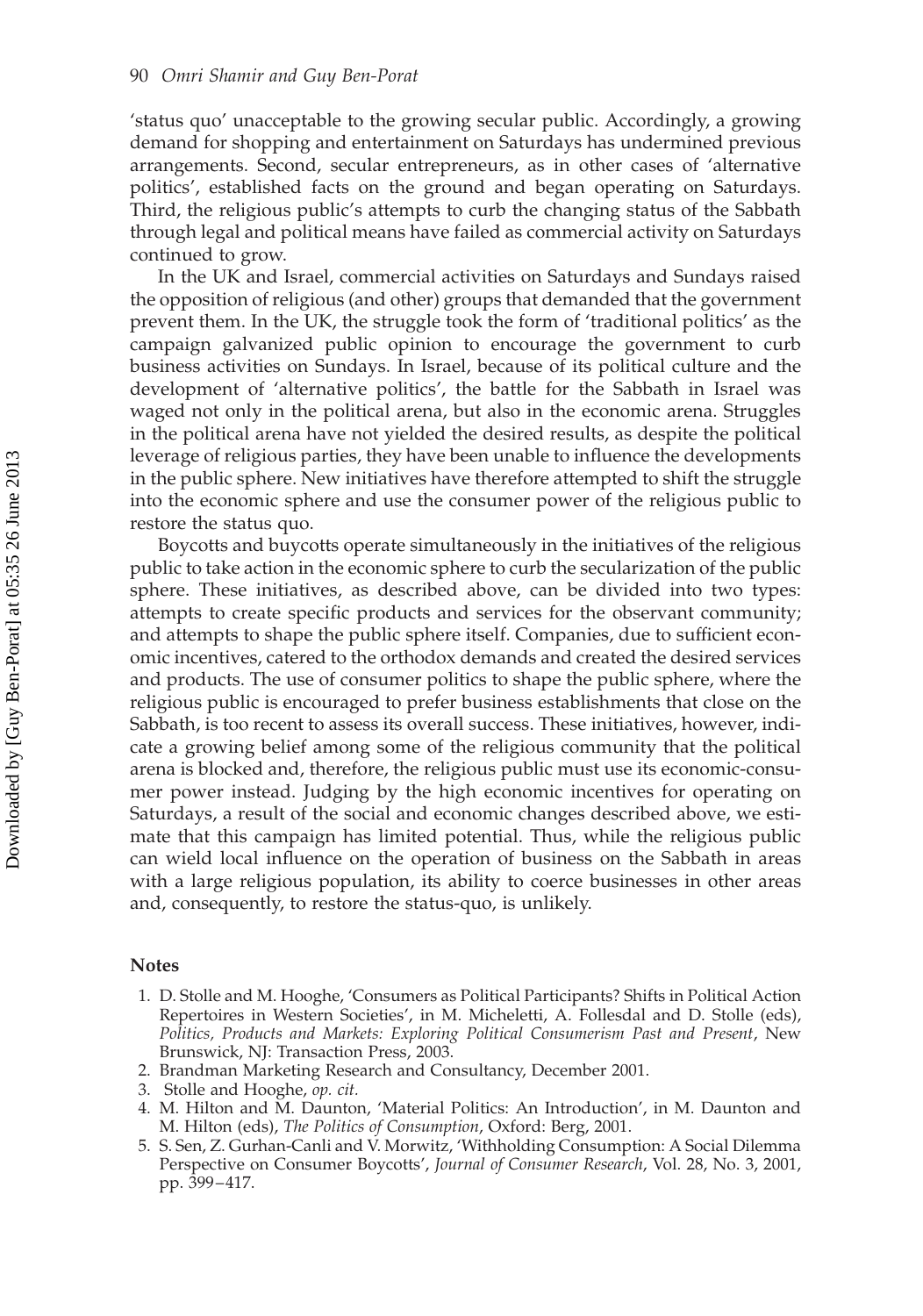'status quo' unacceptable to the growing secular public. Accordingly, a growing demand for shopping and entertainment on Saturdays has undermined previous arrangements. Second, secular entrepreneurs, as in other cases of 'alternative politics', established facts on the ground and began operating on Saturdays. Third, the religious public's attempts to curb the changing status of the Sabbath through legal and political means have failed as commercial activity on Saturdays continued to grow.

In the UK and Israel, commercial activities on Saturdays and Sundays raised the opposition of religious (and other) groups that demanded that the government prevent them. In the UK, the struggle took the form of 'traditional politics' as the campaign galvanized public opinion to encourage the government to curb business activities on Sundays. In Israel, because of its political culture and the development of 'alternative politics', the battle for the Sabbath in Israel was waged not only in the political arena, but also in the economic arena. Struggles in the political arena have not yielded the desired results, as despite the political leverage of religious parties, they have been unable to influence the developments in the public sphere. New initiatives have therefore attempted to shift the struggle into the economic sphere and use the consumer power of the religious public to restore the status quo.

Boycotts and buycotts operate simultaneously in the initiatives of the religious public to take action in the economic sphere to curb the secularization of the public sphere. These initiatives, as described above, can be divided into two types: attempts to create specific products and services for the observant community; and attempts to shape the public sphere itself. Companies, due to sufficient economic incentives, catered to the orthodox demands and created the desired services and products. The use of consumer politics to shape the public sphere, where the religious public is encouraged to prefer business establishments that close on the Sabbath, is too recent to assess its overall success. These initiatives, however, indicate a growing belief among some of the religious community that the political arena is blocked and, therefore, the religious public must use its economic-consumer power instead. Judging by the high economic incentives for operating on Saturdays, a result of the social and economic changes described above, we estimate that this campaign has limited potential. Thus, while the religious public can wield local influence on the operation of business on the Sabbath in areas with a large religious population, its ability to coerce businesses in other areas and, consequently, to restore the status-quo, is unlikely.

## Notes

1. D. Stolle and M. Hooghe, 'Consumers as Political Participants? Shifts in Political Action Repertoires in Western Societies', in M. Micheletti, A. Follesdal and D. Stolle (eds), *Politics, Products and Markets: Exploring Political Consumerism Past and Present*, New Brunswick, NJ: Transaction Press, 2003.
2. Brandman Marketing Research and Consultancy, December 2001.
3. Stolle and Hooghe, *op. cit.*
4. M. Hilton and M. Daunton, 'Material Politics: An Introduction', in M. Daunton and M. Hilton (eds), *The Politics of Consumption*, Oxford: Berg, 2001.
5. S. Sen, Z. Gurhan-Canli and V. Morwitz, 'Withholding Consumption: A Social Dilemma Perspective on Consumer Boycotts', *Journal of Consumer Research*, Vol. 28, No. 3, 2001, pp. 399–417.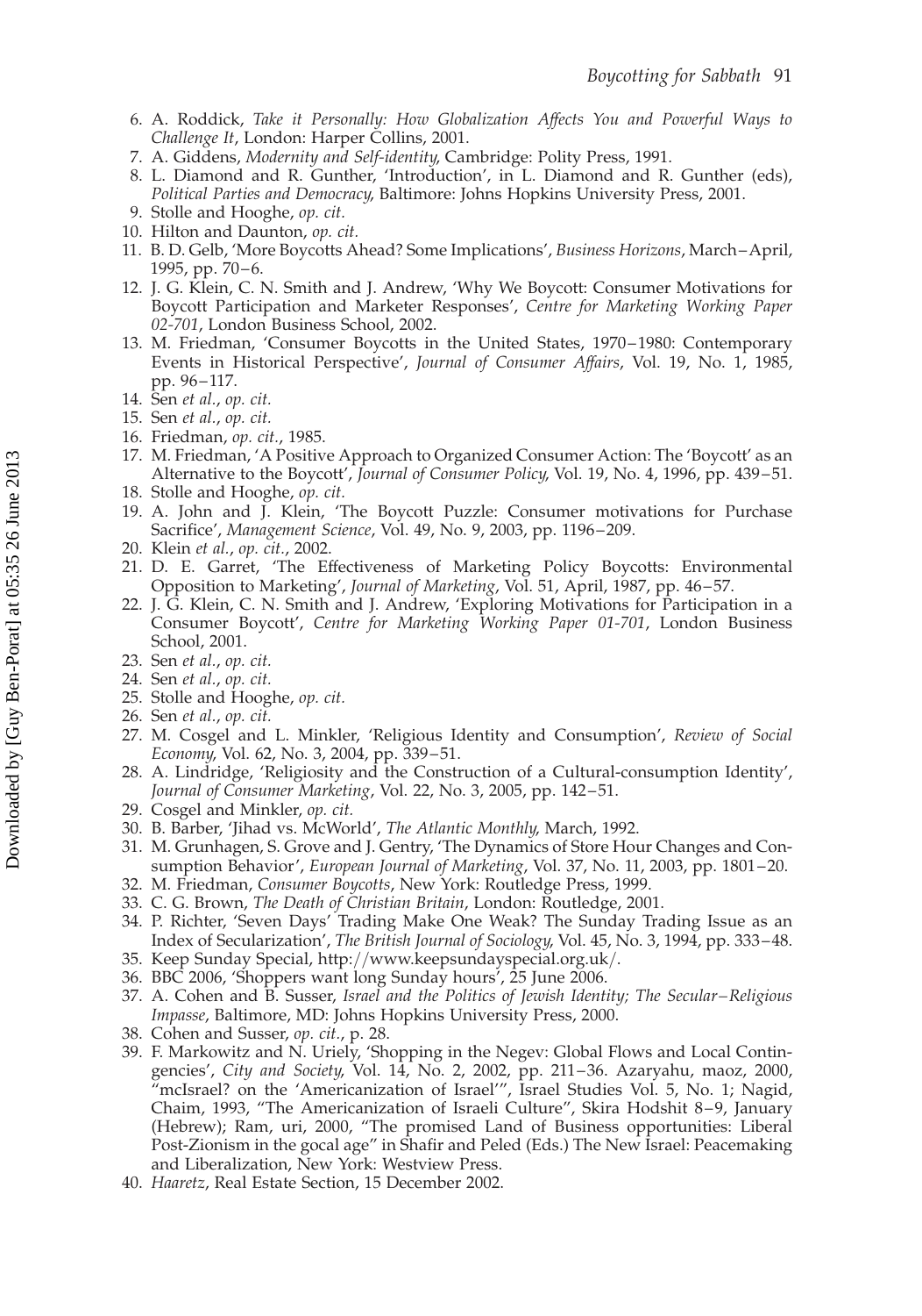6. A. Roddick, *Take it Personally: How Globalization Affects You and Powerful Ways to Challenge It*, London: Harper Collins, 2001.
7. A. Giddens, *Modernity and Self-identity*, Cambridge: Polity Press, 1991.
8. L. Diamond and R. Gunther, 'Introduction', in L. Diamond and R. Gunther (eds), *Political Parties and Democracy*, Baltimore: Johns Hopkins University Press, 2001.
9. Stolle and Hooghe, *op. cit.*
10. Hilton and Daunton, *op. cit.*
11. B. D. Gelb, 'More Boycotts Ahead? Some Implications', *Business Horizons*, March–April, 1995, pp. 70–6.
12. J. G. Klein, C. N. Smith and J. Andrew, 'Why We Boycott: Consumer Motivations for Boycott Participation and Marketer Responses', *Centre for Marketing Working Paper 02-701*, London Business School, 2002.
13. M. Friedman, 'Consumer Boycotts in the United States, 1970–1980: Contemporary Events in Historical Perspective', *Journal of Consumer Affairs*, Vol. 19, No. 1, 1985, pp. 96–117.
14. Sen *et al.*, *op. cit.*
15. Sen *et al.*, *op. cit.*
16. Friedman, *op. cit.*, 1985.
17. M. Friedman, 'A Positive Approach to Organized Consumer Action: The 'Boycott' as an Alternative to the Boycott', *Journal of Consumer Policy*, Vol. 19, No. 4, 1996, pp. 439–51.
18. Stolle and Hooghe, *op. cit.*
19. A. John and J. Klein, 'The Boycott Puzzle: Consumer motivations for Purchase Sacrifice', *Management Science*, Vol. 49, No. 9, 2003, pp. 1196–209.
20. Klein *et al.*, *op. cit.*, 2002.
21. D. E. Garret, 'The Effectiveness of Marketing Policy Boycotts: Environmental Opposition to Marketing', *Journal of Marketing*, Vol. 51, April, 1987, pp. 46–57.
22. J. G. Klein, C. N. Smith and J. Andrew, 'Exploring Motivations for Participation in a Consumer Boycott', *Centre for Marketing Working Paper 01-701*, London Business School, 2001.
23. Sen *et al.*, *op. cit.*
24. Sen *et al.*, *op. cit.*
25. Stolle and Hooghe, *op. cit.*
26. Sen *et al.*, *op. cit.*
27. M. Cosgel and L. Minkler, 'Religious Identity and Consumption', *Review of Social Economy*, Vol. 62, No. 3, 2004, pp. 339–51.
28. A. Lindridge, 'Religiosity and the Construction of a Cultural-consumption Identity', *Journal of Consumer Marketing*, Vol. 22, No. 3, 2005, pp. 142–51.
29. Cosgel and Minkler, *op. cit.*
30. B. Barber, 'Jihad vs. McWorld', *The Atlantic Monthly*, March, 1992.
31. M. Grunhagen, S. Grove and J. Gentry, 'The Dynamics of Store Hour Changes and Consumption Behavior', *European Journal of Marketing*, Vol. 37, No. 11, 2003, pp. 1801–20.
32. M. Friedman, *Consumer Boycotts*, New York: Routledge Press, 1999.
33. C. G. Brown, *The Death of Christian Britain*, London: Routledge, 2001.
34. P. Richter, 'Seven Days' Trading Make One Weak? The Sunday Trading Issue as an Index of Secularization', *The British Journal of Sociology*, Vol. 45, No. 3, 1994, pp. 333–48.
35. Keep Sunday Special, http://www.keepsundayspecial.org.uk/.
36. BBC 2006, 'Shoppers want long Sunday hours', 25 June 2006.
37. A. Cohen and B. Susser, *Israel and the Politics of Jewish Identity; The Secular–Religious Impasse*, Baltimore, MD: Johns Hopkins University Press, 2000.
38. Cohen and Susser, *op. cit.*, p. 28.
39. F. Markowitz and N. Uriely, 'Shopping in the Negev: Global Flows and Local Contingencies', *City and Society*, Vol. 14, No. 2, 2002, pp. 211–36. Azaryahu, maoz, 2000, "mcIsrael? on the 'Americanization of Israel'", Israel Studies Vol. 5, No. 1; Nagid, Chaim, 1993, "The Americanization of Israeli Culture", Skira Hodshit 8–9, January (Hebrew); Ram, uri, 2000, "The promised Land of Business opportunities: Liberal Post-Zionism in the gocal age" in Shafir and Peled (Eds.) The New Israel: Peacemaking and Liberalization, New York: Westview Press.
40. *Haaretz*, Real Estate Section, 15 December 2002.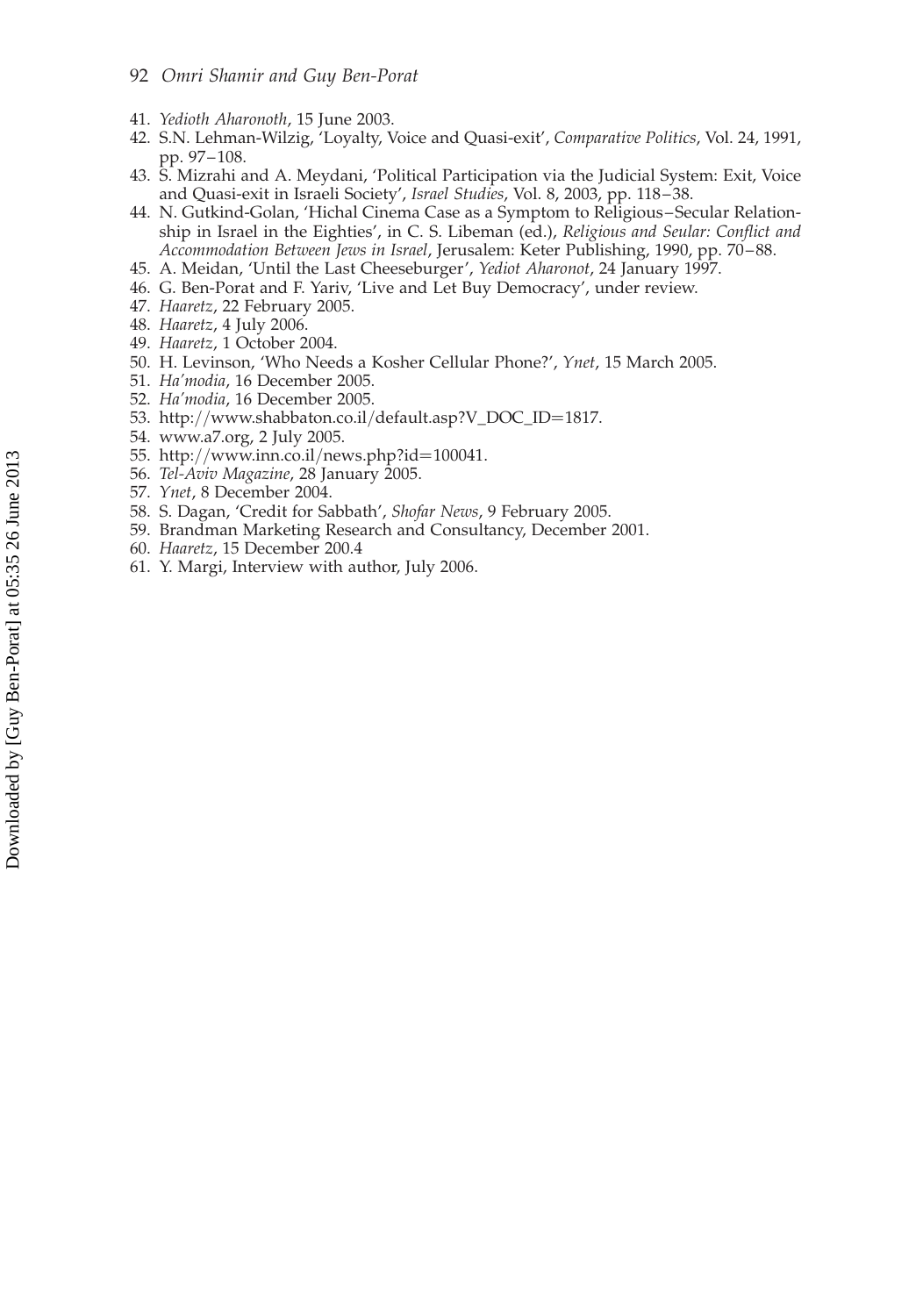41. *Yedioth Aharonoth*, 15 June 2003.
42. S.N. Lehman-Wilzig, 'Loyalty, Voice and Quasi-exit', *Comparative Politics*, Vol. 24, 1991, pp. 97–108.
43. S. Mizrahi and A. Meydani, 'Political Participation via the Judicial System: Exit, Voice and Quasi-exit in Israeli Society', *Israel Studies*, Vol. 8, 2003, pp. 118–38.
44. N. Gutkind-Golan, 'Hichal Cinema Case as a Symptom to Religious–Secular Relationship in Israel in the Eighties', in C. S. Libeman (ed.), *Religious and Seular: Conflict and Accommodation Between Jews in Israel*, Jerusalem: Keter Publishing, 1990, pp. 70–88.
45. A. Meidan, 'Until the Last Cheeseburger', *Yediot Aharonot*, 24 January 1997.
46. G. Ben-Porat and F. Yariv, 'Live and Let Buy Democracy', under review.
47. *Haaretz*, 22 February 2005.
48. *Haaretz*, 4 July 2006.
49. *Haaretz*, 1 October 2004.
50. H. Levinson, 'Who Needs a Kosher Cellular Phone?', *Ynet*, 15 March 2005.
51. *Ha'modia*, 16 December 2005.
52. *Ha'modia*, 16 December 2005.
53. http://www.shabbaton.co.il/default.asp?V_DOC_ID=1817.
54. www.a7.org, 2 July 2005.
55. http://www.inn.co.il/news.php?id=100041.
56. *Tel-Aviv Magazine*, 28 January 2005.
57. *Ynet*, 8 December 2004.
58. S. Dagan, 'Credit for Sabbath', *Shofar News*, 9 February 2005.
59. Brandman Marketing Research and Consultancy, December 2001.
60. *Haaretz*, 15 December 200.4
61. Y. Margi, Interview with author, July 2006.